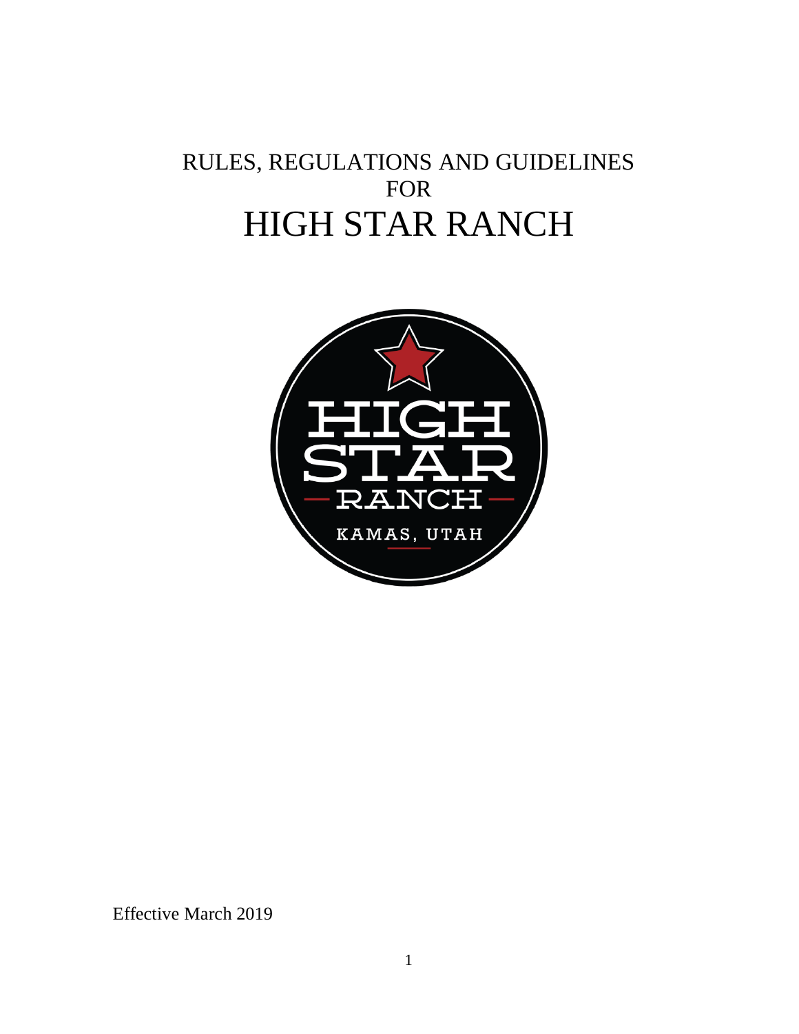# RULES, REGULATIONS AND GUIDELINES FOR HIGH STAR RANCH

HIGH STAR RANCH

KAMAS, UTAH

Effective March 2019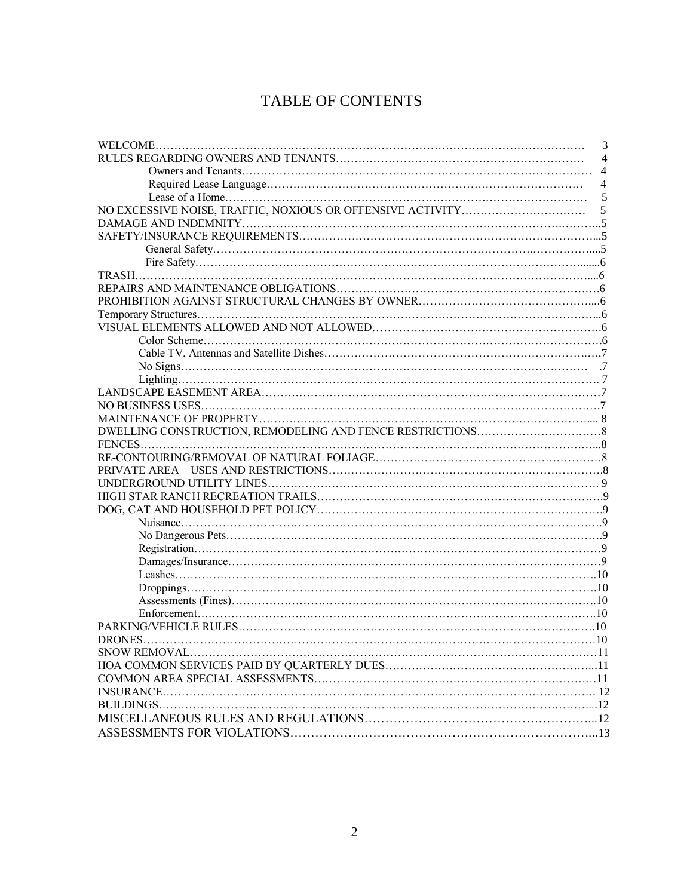# TABLE OF CONTENTS

| | |
|---|---|
| WELCOME | 3 |
| RULES REGARDING OWNERS AND TENANTS | 4 |
| &nbsp;&nbsp;&nbsp;&nbsp;Owners and Tenants | 4 |
| &nbsp;&nbsp;&nbsp;&nbsp;Required Lease Language | 4 |
| &nbsp;&nbsp;&nbsp;&nbsp;Lease of a Home | 5 |
| NO EXCESSIVE NOISE, TRAFFIC, NOXIOUS OR OFFENSIVE ACTIVITY | 5 |
| DAMAGE AND INDEMNITY | 5 |
| SAFETY/INSURANCE REQUIREMENTS | 5 |
| &nbsp;&nbsp;&nbsp;&nbsp;General Safety | 5 |
| &nbsp;&nbsp;&nbsp;&nbsp;Fire Safety | 6 |
| TRASH | 6 |
| REPAIRS AND MAINTENANCE OBLIGATIONS | 6 |
| PROHIBITION AGAINST STRUCTURAL CHANGES BY OWNER | 6 |
| Temporary Structures | 6 |
| VISUAL ELEMENTS ALLOWED AND NOT ALLOWED | 6 |
| &nbsp;&nbsp;&nbsp;&nbsp;Color Scheme | 6 |
| &nbsp;&nbsp;&nbsp;&nbsp;Cable TV, Antennas and Satellite Dishes | 7 |
| &nbsp;&nbsp;&nbsp;&nbsp;No Signs | 7 |
| &nbsp;&nbsp;&nbsp;&nbsp;Lighting | 7 |
| LANDSCAPE EASEMENT AREA | 7 |
| NO BUSINESS USES | 7 |
| MAINTENANCE OF PROPERTY | 8 |
| DWELLING CONSTRUCTION, REMODELING AND FENCE RESTRICTIONS | 8 |
| FENCES | 8 |
| RE-CONTOURING/REMOVAL OF NATURAL FOLIAGE | 8 |
| PRIVATE AREA—USES AND RESTRICTIONS | 8 |
| UNDERGROUND UTILITY LINES | 9 |
| HIGH STAR RANCH RECREATION TRAILS | 9 |
| DOG, CAT AND HOUSEHOLD PET POLICY | 9 |
| &nbsp;&nbsp;&nbsp;&nbsp;Nuisance | 9 |
| &nbsp;&nbsp;&nbsp;&nbsp;No Dangerous Pets | 9 |
| &nbsp;&nbsp;&nbsp;&nbsp;Registration | 9 |
| &nbsp;&nbsp;&nbsp;&nbsp;Damages/Insurance | 9 |
| &nbsp;&nbsp;&nbsp;&nbsp;Leashes | 10 |
| &nbsp;&nbsp;&nbsp;&nbsp;Droppings | 10 |
| &nbsp;&nbsp;&nbsp;&nbsp;Assessments (Fines) | 10 |
| &nbsp;&nbsp;&nbsp;&nbsp;Enforcement | 10 |
| PARKING/VEHICLE RULES | 10 |
| DRONES | 10 |
| SNOW REMOVAL | 11 |
| HOA COMMON SERVICES PAID BY QUARTERLY DUES | 11 |
| COMMON AREA SPECIAL ASSESSMENTS | 11 |
| INSURANCE | 12 |
| BUILDINGS | 12 |
| MISCELLANEOUS RULES AND REGULATIONS | 12 |
| ASSESSMENTS FOR VIOLATIONS | 13 |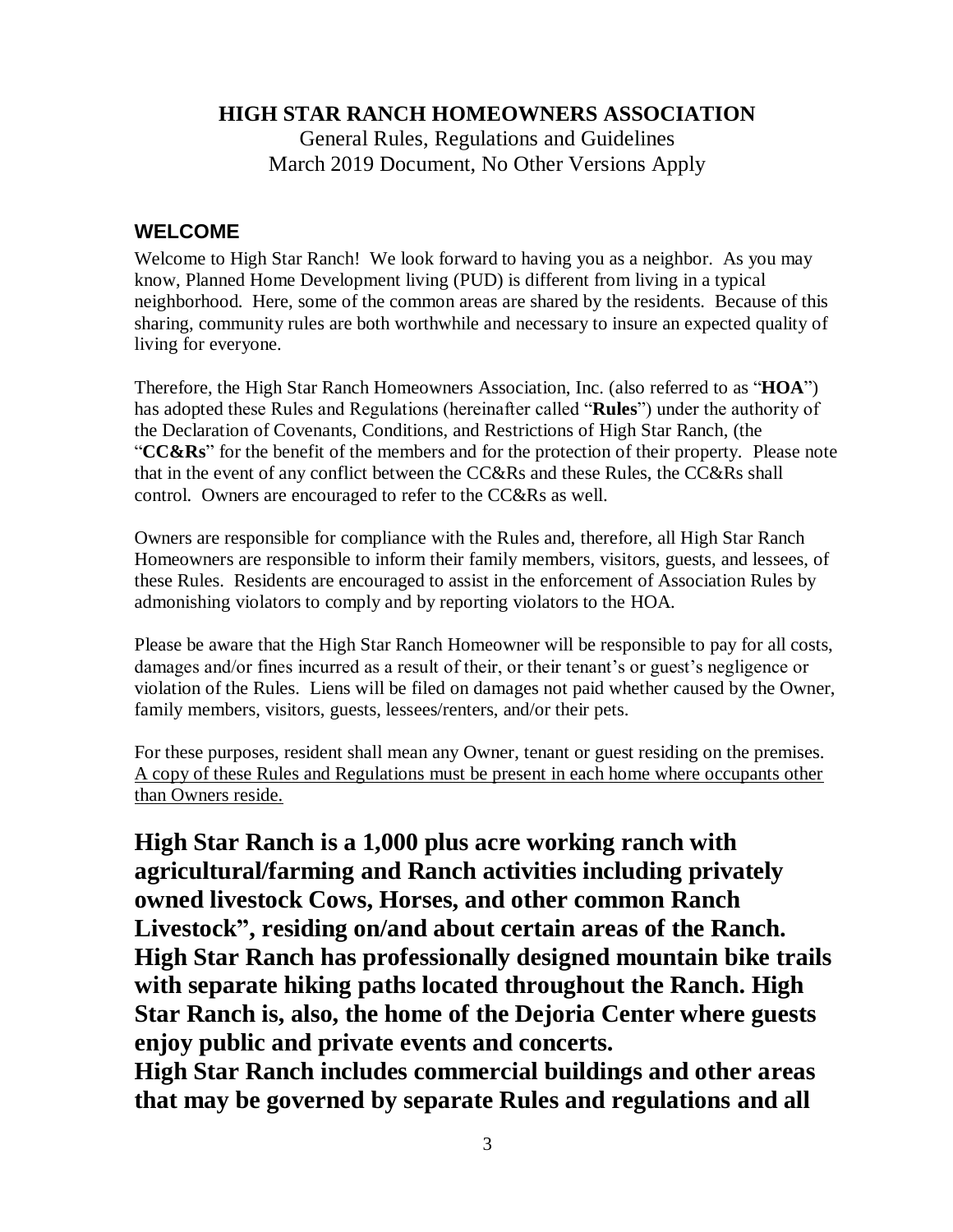**HIGH STAR RANCH HOMEOWNERS ASSOCIATION**

General Rules, Regulations and Guidelines

March 2019 Document, No Other Versions Apply

## WELCOME

Welcome to High Star Ranch! We look forward to having you as a neighbor. As you may know, Planned Home Development living (PUD) is different from living in a typical neighborhood. Here, some of the common areas are shared by the residents. Because of this sharing, community rules are both worthwhile and necessary to insure an expected quality of living for everyone.

Therefore, the High Star Ranch Homeowners Association, Inc. (also referred to as "**HOA**") has adopted these Rules and Regulations (hereinafter called "**Rules**") under the authority of the Declaration of Covenants, Conditions, and Restrictions of High Star Ranch, (the "**CC&Rs**" for the benefit of the members and for the protection of their property. Please note that in the event of any conflict between the CC&Rs and these Rules, the CC&Rs shall control. Owners are encouraged to refer to the CC&Rs as well.

Owners are responsible for compliance with the Rules and, therefore, all High Star Ranch Homeowners are responsible to inform their family members, visitors, guests, and lessees, of these Rules. Residents are encouraged to assist in the enforcement of Association Rules by admonishing violators to comply and by reporting violators to the HOA.

Please be aware that the High Star Ranch Homeowner will be responsible to pay for all costs, damages and/or fines incurred as a result of their, or their tenant's or guest's negligence or violation of the Rules. Liens will be filed on damages not paid whether caused by the Owner, family members, visitors, guests, lessees/renters, and/or their pets.

For these purposes, resident shall mean any Owner, tenant or guest residing on the premises. <u>A copy of these Rules and Regulations must be present in each home where occupants other than Owners reside.</u>

**High Star Ranch is a 1,000 plus acre working ranch with agricultural/farming and Ranch activities including privately owned livestock Cows, Horses, and other common Ranch Livestock", residing on/and about certain areas of the Ranch. High Star Ranch has professionally designed mountain bike trails with separate hiking paths located throughout the Ranch. High Star Ranch is, also, the home of the Dejoria Center where guests enjoy public and private events and concerts.**

**High Star Ranch includes commercial buildings and other areas that may be governed by separate Rules and regulations and all**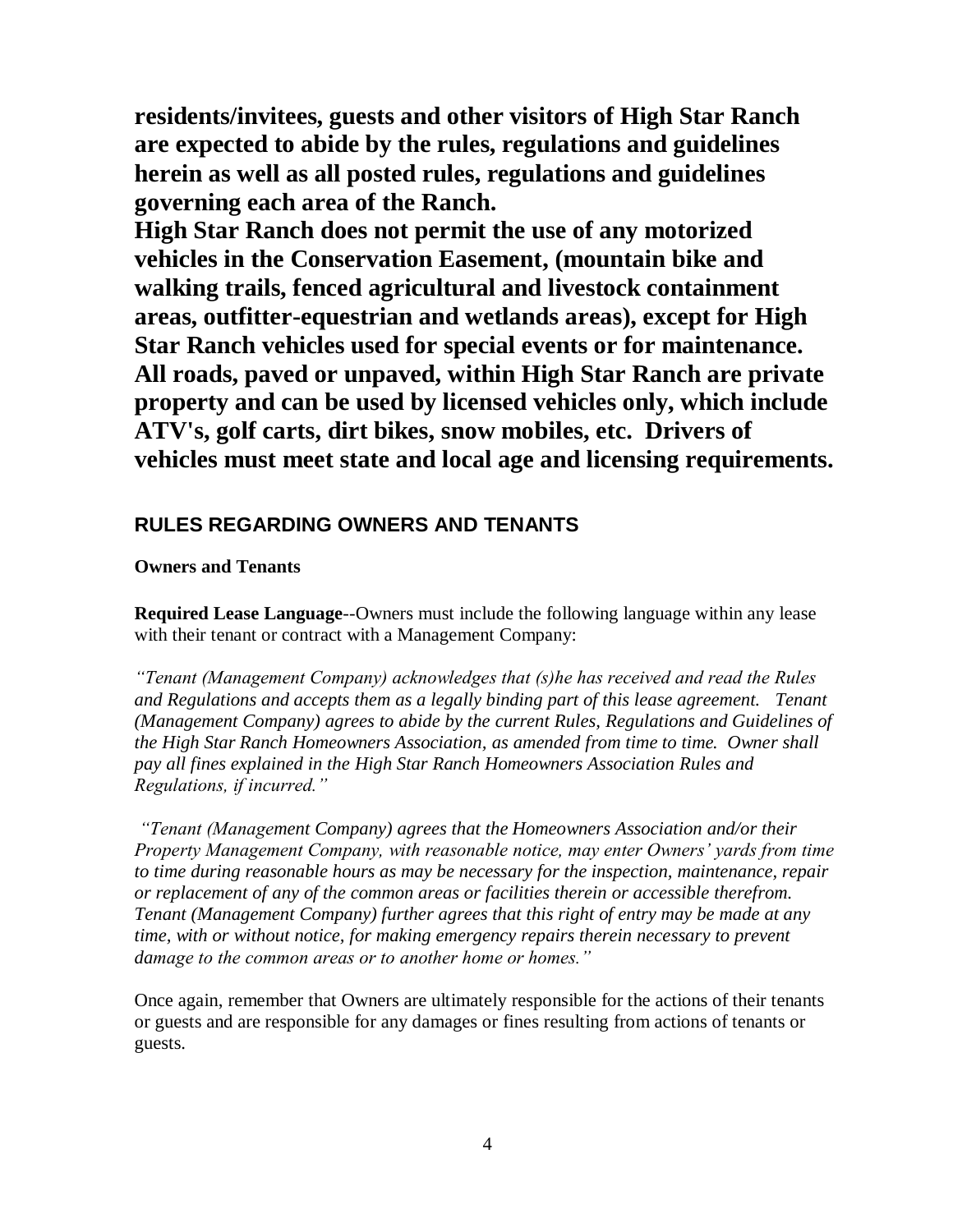**residents/invitees, guests and other visitors of High Star Ranch are expected to abide by the rules, regulations and guidelines herein as well as all posted rules, regulations and guidelines governing each area of the Ranch.**

**High Star Ranch does not permit the use of any motorized vehicles in the Conservation Easement, (mountain bike and walking trails, fenced agricultural and livestock containment areas, outfitter-equestrian and wetlands areas), except for High Star Ranch vehicles used for special events or for maintenance. All roads, paved or unpaved, within High Star Ranch are private property and can be used by licensed vehicles only, which include ATV's, golf carts, dirt bikes, snow mobiles, etc. Drivers of vehicles must meet state and local age and licensing requirements.**

## RULES REGARDING OWNERS AND TENANTS

**Owners and Tenants**

**Required Lease Language**--Owners must include the following language within any lease with their tenant or contract with a Management Company:

*"Tenant (Management Company) acknowledges that (s)he has received and read the Rules and Regulations and accepts them as a legally binding part of this lease agreement. Tenant (Management Company) agrees to abide by the current Rules, Regulations and Guidelines of the High Star Ranch Homeowners Association, as amended from time to time. Owner shall pay all fines explained in the High Star Ranch Homeowners Association Rules and Regulations, if incurred."*

*"Tenant (Management Company) agrees that the Homeowners Association and/or their Property Management Company, with reasonable notice, may enter Owners' yards from time to time during reasonable hours as may be necessary for the inspection, maintenance, repair or replacement of any of the common areas or facilities therein or accessible therefrom. Tenant (Management Company) further agrees that this right of entry may be made at any time, with or without notice, for making emergency repairs therein necessary to prevent damage to the common areas or to another home or homes."*

Once again, remember that Owners are ultimately responsible for the actions of their tenants or guests and are responsible for any damages or fines resulting from actions of tenants or guests.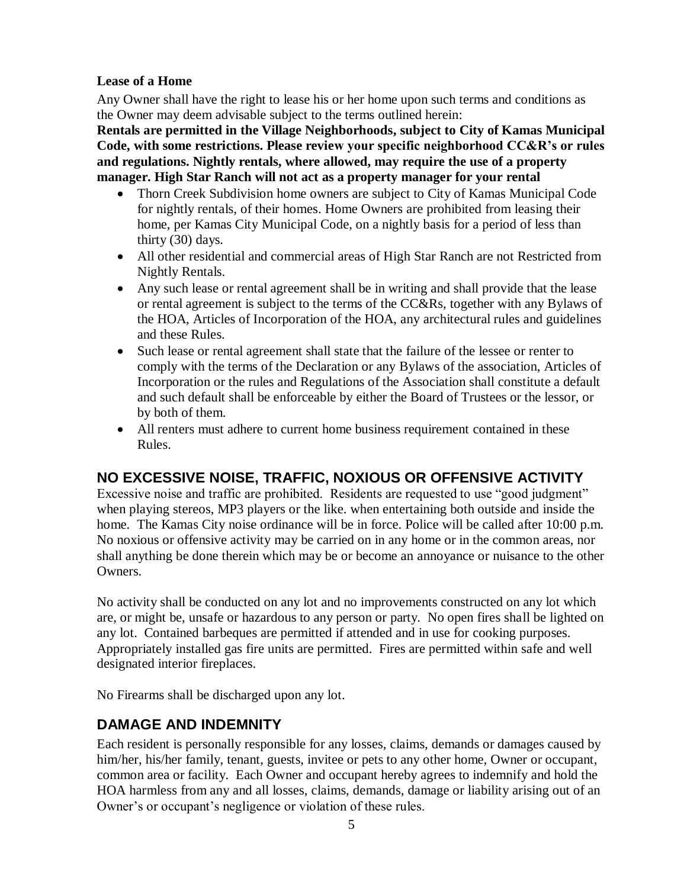**Lease of a Home**

Any Owner shall have the right to lease his or her home upon such terms and conditions as the Owner may deem advisable subject to the terms outlined herein:

**Rentals are permitted in the Village Neighborhoods, subject to City of Kamas Municipal Code, with some restrictions. Please review your specific neighborhood CC&R's or rules and regulations. Nightly rentals, where allowed, may require the use of a property manager. High Star Ranch will not act as a property manager for your rental**

- Thorn Creek Subdivision home owners are subject to City of Kamas Municipal Code for nightly rentals, of their homes. Home Owners are prohibited from leasing their home, per Kamas City Municipal Code, on a nightly basis for a period of less than thirty (30) days.
- All other residential and commercial areas of High Star Ranch are not Restricted from Nightly Rentals.
- Any such lease or rental agreement shall be in writing and shall provide that the lease or rental agreement is subject to the terms of the CC&Rs, together with any Bylaws of the HOA, Articles of Incorporation of the HOA, any architectural rules and guidelines and these Rules.
- Such lease or rental agreement shall state that the failure of the lessee or renter to comply with the terms of the Declaration or any Bylaws of the association, Articles of Incorporation or the rules and Regulations of the Association shall constitute a default and such default shall be enforceable by either the Board of Trustees or the lessor, or by both of them.
- All renters must adhere to current home business requirement contained in these Rules.

## NO EXCESSIVE NOISE, TRAFFIC, NOXIOUS OR OFFENSIVE ACTIVITY

Excessive noise and traffic are prohibited. Residents are requested to use "good judgment" when playing stereos, MP3 players or the like. when entertaining both outside and inside the home. The Kamas City noise ordinance will be in force. Police will be called after 10:00 p.m. No noxious or offensive activity may be carried on in any home or in the common areas, nor shall anything be done therein which may be or become an annoyance or nuisance to the other Owners.

No activity shall be conducted on any lot and no improvements constructed on any lot which are, or might be, unsafe or hazardous to any person or party. No open fires shall be lighted on any lot. Contained barbeques are permitted if attended and in use for cooking purposes. Appropriately installed gas fire units are permitted. Fires are permitted within safe and well designated interior fireplaces.

No Firearms shall be discharged upon any lot.

## DAMAGE AND INDEMNITY

Each resident is personally responsible for any losses, claims, demands or damages caused by him/her, his/her family, tenant, guests, invitee or pets to any other home, Owner or occupant, common area or facility. Each Owner and occupant hereby agrees to indemnify and hold the HOA harmless from any and all losses, claims, demands, damage or liability arising out of an Owner's or occupant's negligence or violation of these rules.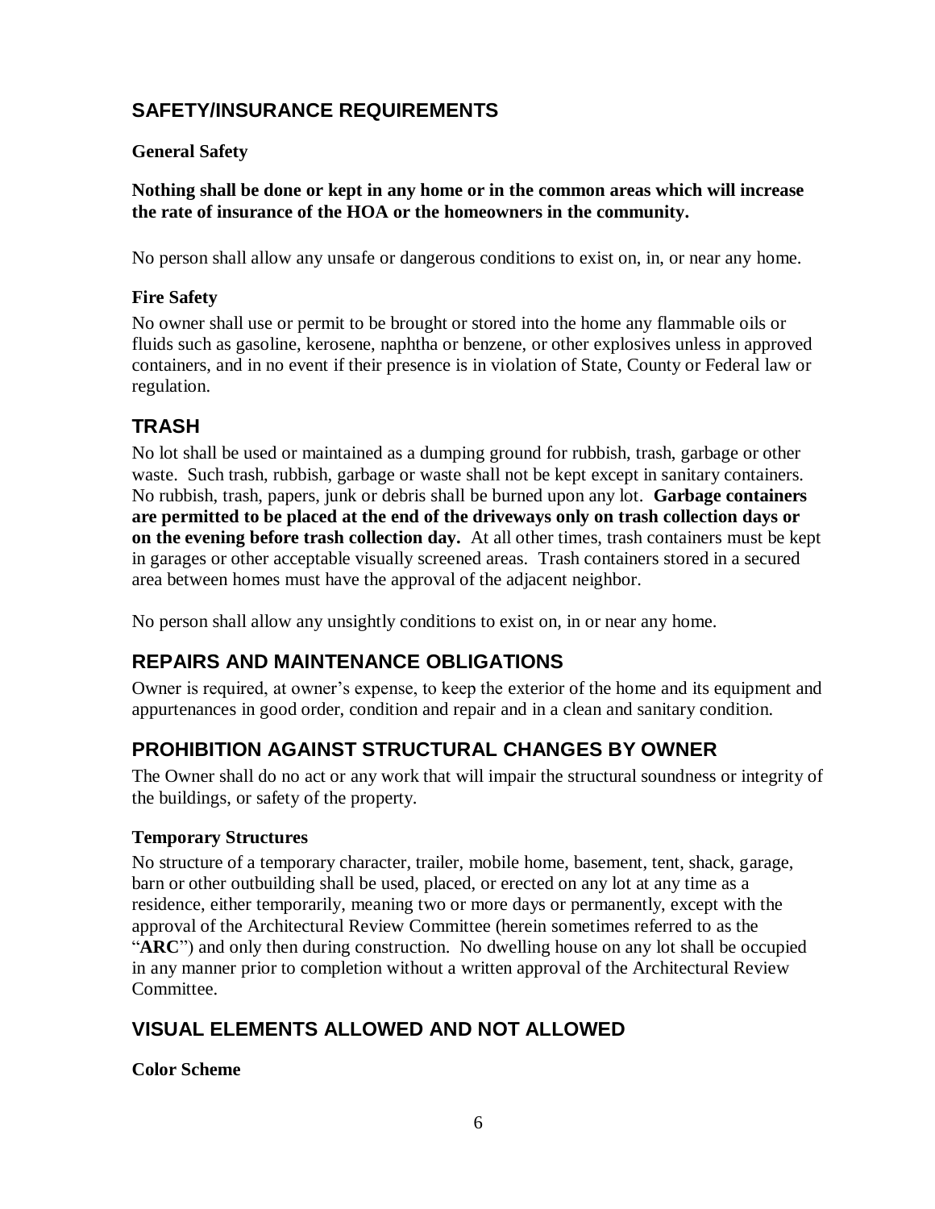## SAFETY/INSURANCE REQUIREMENTS

### General Safety

**Nothing shall be done or kept in any home or in the common areas which will increase the rate of insurance of the HOA or the homeowners in the community.**

No person shall allow any unsafe or dangerous conditions to exist on, in, or near any home.

### Fire Safety

No owner shall use or permit to be brought or stored into the home any flammable oils or fluids such as gasoline, kerosene, naphtha or benzene, or other explosives unless in approved containers, and in no event if their presence is in violation of State, County or Federal law or regulation.

## TRASH

No lot shall be used or maintained as a dumping ground for rubbish, trash, garbage or other waste. Such trash, rubbish, garbage or waste shall not be kept except in sanitary containers. No rubbish, trash, papers, junk or debris shall be burned upon any lot. **Garbage containers are permitted to be placed at the end of the driveways only on trash collection days or on the evening before trash collection day.** At all other times, trash containers must be kept in garages or other acceptable visually screened areas. Trash containers stored in a secured area between homes must have the approval of the adjacent neighbor.

No person shall allow any unsightly conditions to exist on, in or near any home.

## REPAIRS AND MAINTENANCE OBLIGATIONS

Owner is required, at owner's expense, to keep the exterior of the home and its equipment and appurtenances in good order, condition and repair and in a clean and sanitary condition.

## PROHIBITION AGAINST STRUCTURAL CHANGES BY OWNER

The Owner shall do no act or any work that will impair the structural soundness or integrity of the buildings, or safety of the property.

### Temporary Structures

No structure of a temporary character, trailer, mobile home, basement, tent, shack, garage, barn or other outbuilding shall be used, placed, or erected on any lot at any time as a residence, either temporarily, meaning two or more days or permanently, except with the approval of the Architectural Review Committee (herein sometimes referred to as the "**ARC**") and only then during construction. No dwelling house on any lot shall be occupied in any manner prior to completion without a written approval of the Architectural Review Committee.

## VISUAL ELEMENTS ALLOWED AND NOT ALLOWED

### Color Scheme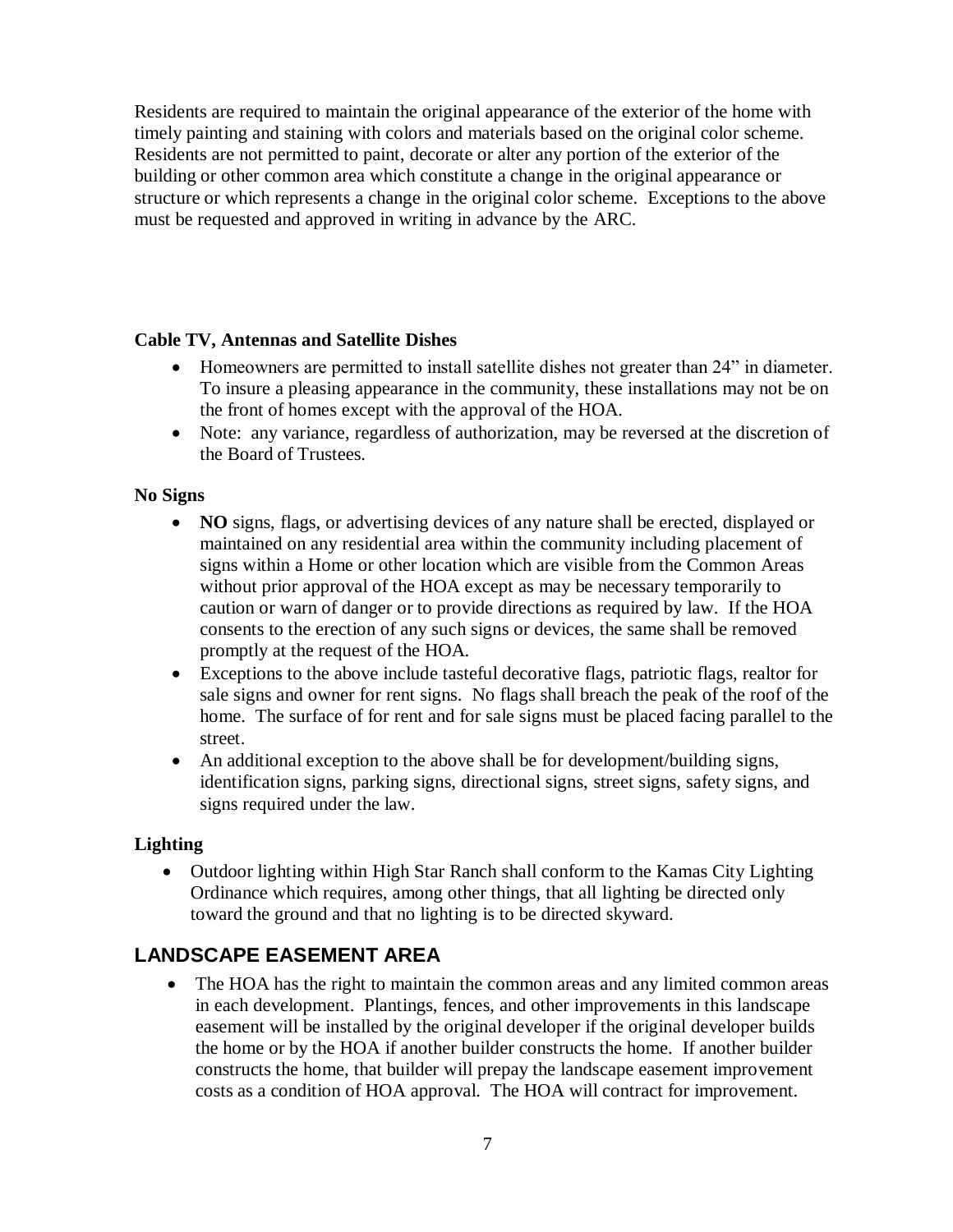Residents are required to maintain the original appearance of the exterior of the home with timely painting and staining with colors and materials based on the original color scheme. Residents are not permitted to paint, decorate or alter any portion of the exterior of the building or other common area which constitute a change in the original appearance or structure or which represents a change in the original color scheme. Exceptions to the above must be requested and approved in writing in advance by the ARC.

**Cable TV, Antennas and Satellite Dishes**

- Homeowners are permitted to install satellite dishes not greater than 24" in diameter. To insure a pleasing appearance in the community, these installations may not be on the front of homes except with the approval of the HOA.
- Note: any variance, regardless of authorization, may be reversed at the discretion of the Board of Trustees.

**No Signs**

- **NO** signs, flags, or advertising devices of any nature shall be erected, displayed or maintained on any residential area within the community including placement of signs within a Home or other location which are visible from the Common Areas without prior approval of the HOA except as may be necessary temporarily to caution or warn of danger or to provide directions as required by law. If the HOA consents to the erection of any such signs or devices, the same shall be removed promptly at the request of the HOA.
- Exceptions to the above include tasteful decorative flags, patriotic flags, realtor for sale signs and owner for rent signs. No flags shall breach the peak of the roof of the home. The surface of for rent and for sale signs must be placed facing parallel to the street.
- An additional exception to the above shall be for development/building signs, identification signs, parking signs, directional signs, street signs, safety signs, and signs required under the law.

**Lighting**

- Outdoor lighting within High Star Ranch shall conform to the Kamas City Lighting Ordinance which requires, among other things, that all lighting be directed only toward the ground and that no lighting is to be directed skyward.

## LANDSCAPE EASEMENT AREA

- The HOA has the right to maintain the common areas and any limited common areas in each development. Plantings, fences, and other improvements in this landscape easement will be installed by the original developer if the original developer builds the home or by the HOA if another builder constructs the home. If another builder constructs the home, that builder will prepay the landscape easement improvement costs as a condition of HOA approval. The HOA will contract for improvement.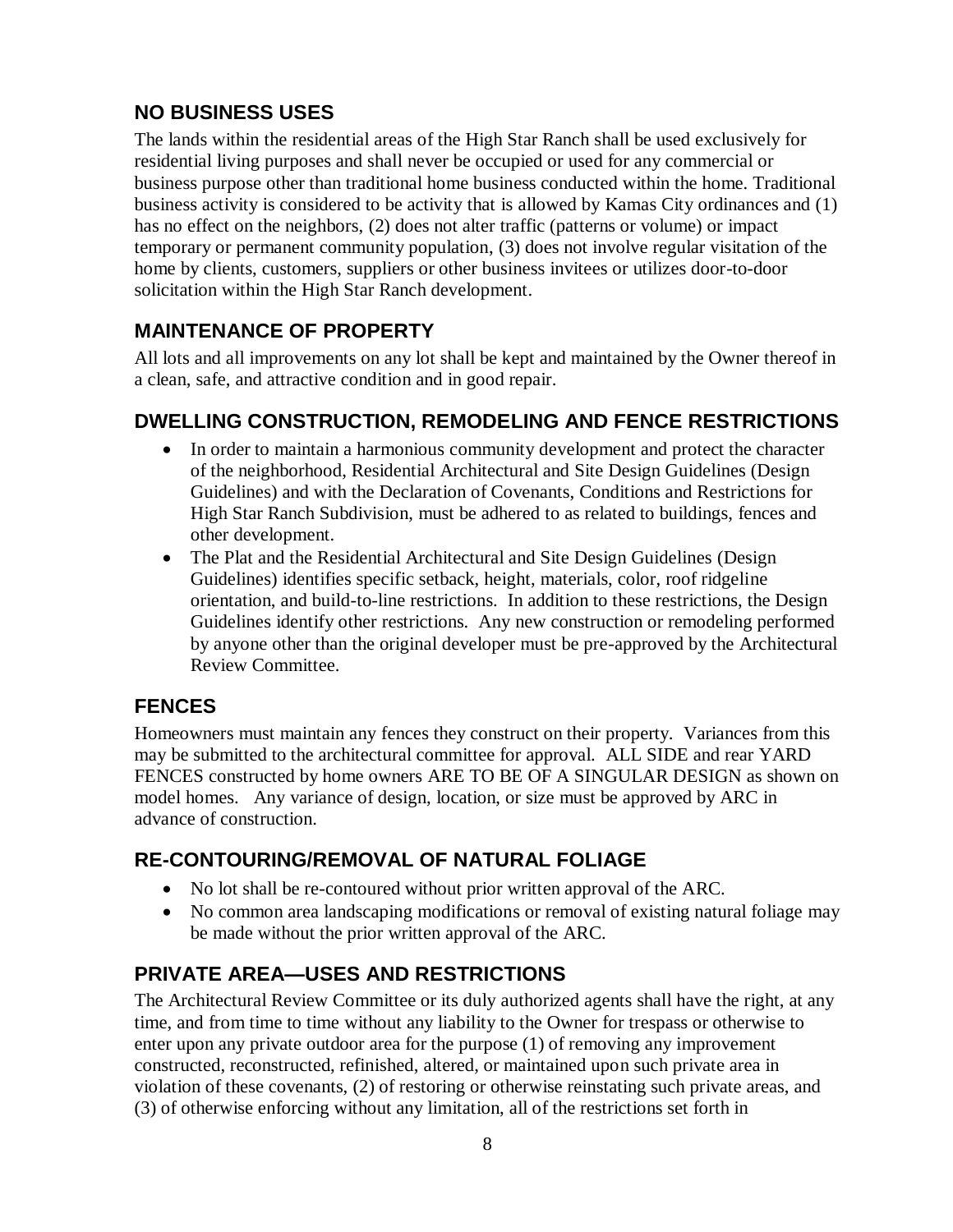## NO BUSINESS USES

The lands within the residential areas of the High Star Ranch shall be used exclusively for residential living purposes and shall never be occupied or used for any commercial or business purpose other than traditional home business conducted within the home. Traditional business activity is considered to be activity that is allowed by Kamas City ordinances and (1) has no effect on the neighbors, (2) does not alter traffic (patterns or volume) or impact temporary or permanent community population, (3) does not involve regular visitation of the home by clients, customers, suppliers or other business invitees or utilizes door-to-door solicitation within the High Star Ranch development.

## MAINTENANCE OF PROPERTY

All lots and all improvements on any lot shall be kept and maintained by the Owner thereof in a clean, safe, and attractive condition and in good repair.

## DWELLING CONSTRUCTION, REMODELING AND FENCE RESTRICTIONS

- In order to maintain a harmonious community development and protect the character of the neighborhood, Residential Architectural and Site Design Guidelines (Design Guidelines) and with the Declaration of Covenants, Conditions and Restrictions for High Star Ranch Subdivision, must be adhered to as related to buildings, fences and other development.
- The Plat and the Residential Architectural and Site Design Guidelines (Design Guidelines) identifies specific setback, height, materials, color, roof ridgeline orientation, and build-to-line restrictions. In addition to these restrictions, the Design Guidelines identify other restrictions. Any new construction or remodeling performed by anyone other than the original developer must be pre-approved by the Architectural Review Committee.

## FENCES

Homeowners must maintain any fences they construct on their property. Variances from this may be submitted to the architectural committee for approval. ALL SIDE and rear YARD FENCES constructed by home owners ARE TO BE OF A SINGULAR DESIGN as shown on model homes. Any variance of design, location, or size must be approved by ARC in advance of construction.

## RE-CONTOURING/REMOVAL OF NATURAL FOLIAGE

- No lot shall be re-contoured without prior written approval of the ARC.
- No common area landscaping modifications or removal of existing natural foliage may be made without the prior written approval of the ARC.

## PRIVATE AREA—USES AND RESTRICTIONS

The Architectural Review Committee or its duly authorized agents shall have the right, at any time, and from time to time without any liability to the Owner for trespass or otherwise to enter upon any private outdoor area for the purpose (1) of removing any improvement constructed, reconstructed, refinished, altered, or maintained upon such private area in violation of these covenants, (2) of restoring or otherwise reinstating such private areas, and (3) of otherwise enforcing without any limitation, all of the restrictions set forth in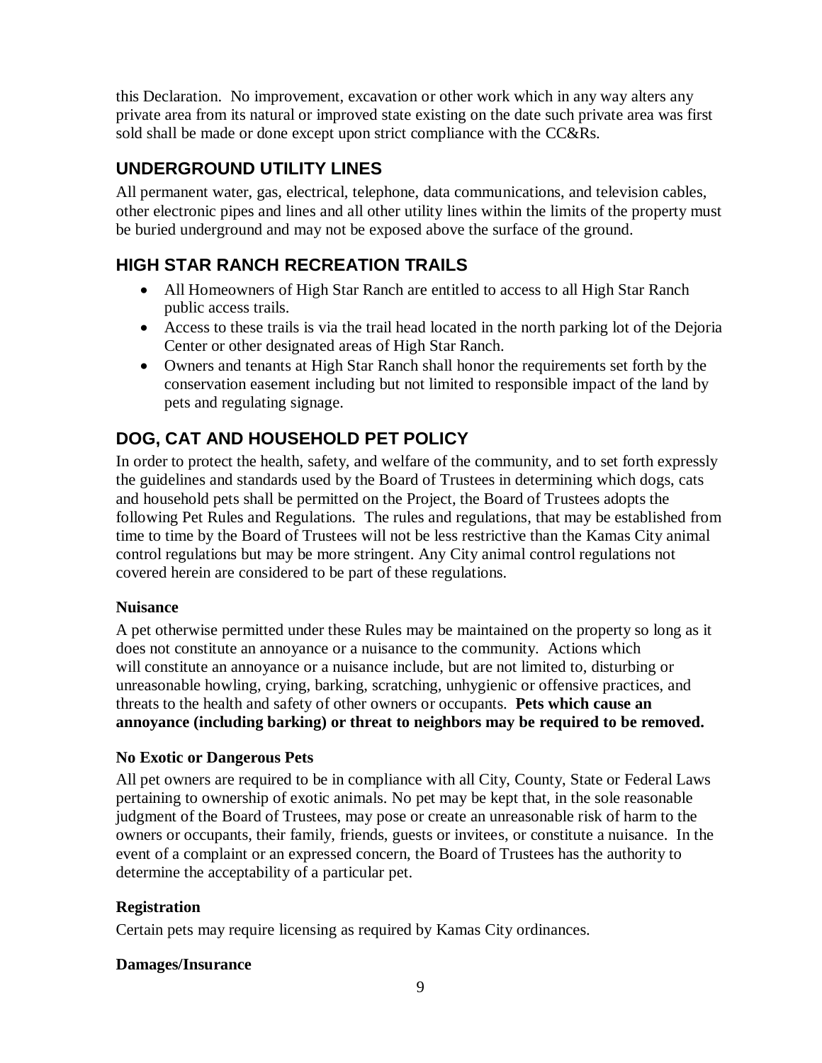this Declaration. No improvement, excavation or other work which in any way alters any private area from its natural or improved state existing on the date such private area was first sold shall be made or done except upon strict compliance with the CC&Rs.

## UNDERGROUND UTILITY LINES

All permanent water, gas, electrical, telephone, data communications, and television cables, other electronic pipes and lines and all other utility lines within the limits of the property must be buried underground and may not be exposed above the surface of the ground.

## HIGH STAR RANCH RECREATION TRAILS

- All Homeowners of High Star Ranch are entitled to access to all High Star Ranch public access trails.
- Access to these trails is via the trail head located in the north parking lot of the Dejoria Center or other designated areas of High Star Ranch.
- Owners and tenants at High Star Ranch shall honor the requirements set forth by the conservation easement including but not limited to responsible impact of the land by pets and regulating signage.

## DOG, CAT AND HOUSEHOLD PET POLICY

In order to protect the health, safety, and welfare of the community, and to set forth expressly the guidelines and standards used by the Board of Trustees in determining which dogs, cats and household pets shall be permitted on the Project, the Board of Trustees adopts the following Pet Rules and Regulations. The rules and regulations, that may be established from time to time by the Board of Trustees will not be less restrictive than the Kamas City animal control regulations but may be more stringent. Any City animal control regulations not covered herein are considered to be part of these regulations.

### Nuisance

A pet otherwise permitted under these Rules may be maintained on the property so long as it does not constitute an annoyance or a nuisance to the community. Actions which will constitute an annoyance or a nuisance include, but are not limited to, disturbing or unreasonable howling, crying, barking, scratching, unhygienic or offensive practices, and threats to the health and safety of other owners or occupants. **Pets which cause an annoyance (including barking) or threat to neighbors may be required to be removed.**

### No Exotic or Dangerous Pets

All pet owners are required to be in compliance with all City, County, State or Federal Laws pertaining to ownership of exotic animals. No pet may be kept that, in the sole reasonable judgment of the Board of Trustees, may pose or create an unreasonable risk of harm to the owners or occupants, their family, friends, guests or invitees, or constitute a nuisance. In the event of a complaint or an expressed concern, the Board of Trustees has the authority to determine the acceptability of a particular pet.

### Registration

Certain pets may require licensing as required by Kamas City ordinances.

### Damages/Insurance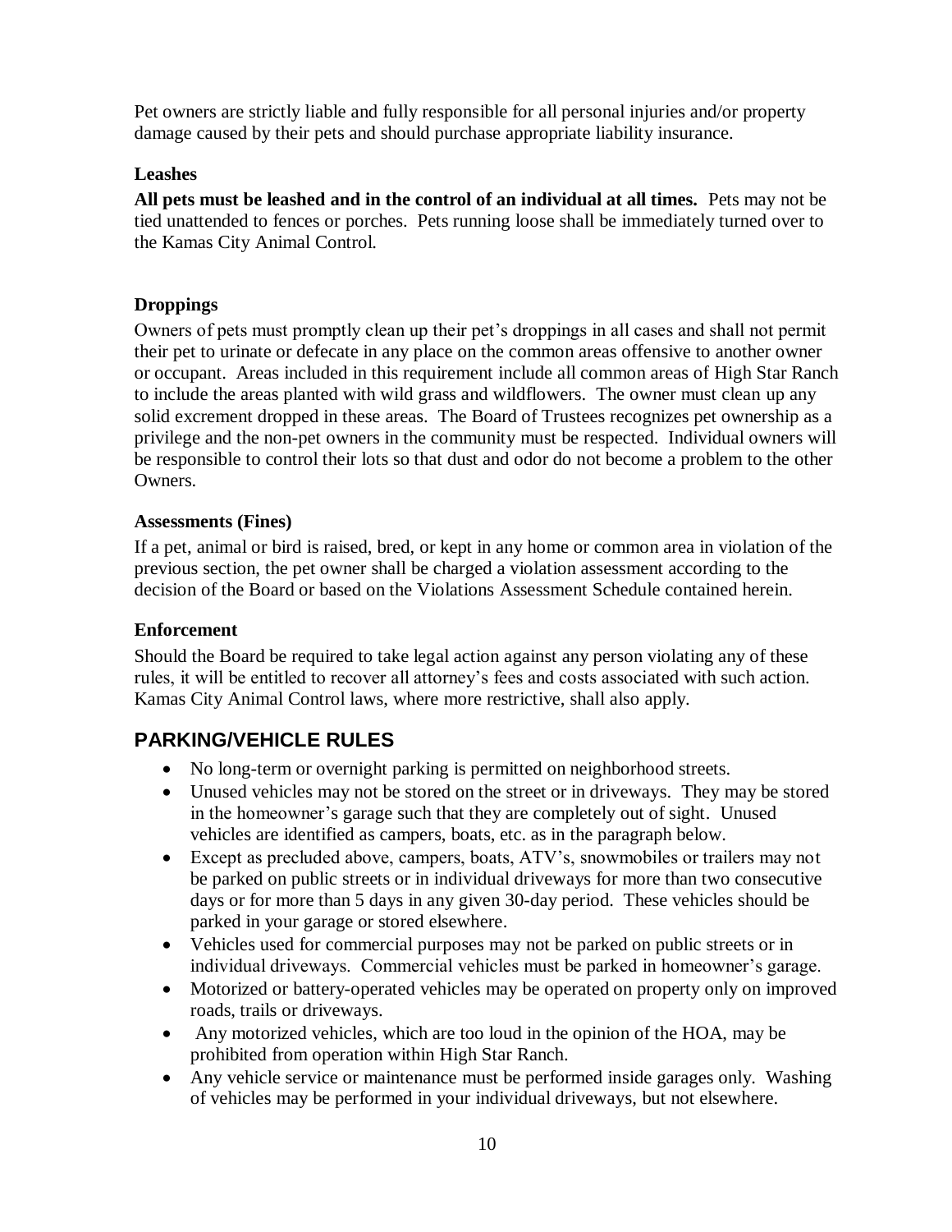Pet owners are strictly liable and fully responsible for all personal injuries and/or property damage caused by their pets and should purchase appropriate liability insurance.

**Leashes**

**All pets must be leashed and in the control of an individual at all times.** Pets may not be tied unattended to fences or porches. Pets running loose shall be immediately turned over to the Kamas City Animal Control.

**Droppings**

Owners of pets must promptly clean up their pet's droppings in all cases and shall not permit their pet to urinate or defecate in any place on the common areas offensive to another owner or occupant. Areas included in this requirement include all common areas of High Star Ranch to include the areas planted with wild grass and wildflowers. The owner must clean up any solid excrement dropped in these areas. The Board of Trustees recognizes pet ownership as a privilege and the non-pet owners in the community must be respected. Individual owners will be responsible to control their lots so that dust and odor do not become a problem to the other Owners.

**Assessments (Fines)**

If a pet, animal or bird is raised, bred, or kept in any home or common area in violation of the previous section, the pet owner shall be charged a violation assessment according to the decision of the Board or based on the Violations Assessment Schedule contained herein.

**Enforcement**

Should the Board be required to take legal action against any person violating any of these rules, it will be entitled to recover all attorney's fees and costs associated with such action. Kamas City Animal Control laws, where more restrictive, shall also apply.

## PARKING/VEHICLE RULES

- No long-term or overnight parking is permitted on neighborhood streets.
- Unused vehicles may not be stored on the street or in driveways. They may be stored in the homeowner's garage such that they are completely out of sight. Unused vehicles are identified as campers, boats, etc. as in the paragraph below.
- Except as precluded above, campers, boats, ATV's, snowmobiles or trailers may not be parked on public streets or in individual driveways for more than two consecutive days or for more than 5 days in any given 30-day period. These vehicles should be parked in your garage or stored elsewhere.
- Vehicles used for commercial purposes may not be parked on public streets or in individual driveways. Commercial vehicles must be parked in homeowner's garage.
- Motorized or battery-operated vehicles may be operated on property only on improved roads, trails or driveways.
- Any motorized vehicles, which are too loud in the opinion of the HOA, may be prohibited from operation within High Star Ranch.
- Any vehicle service or maintenance must be performed inside garages only. Washing of vehicles may be performed in your individual driveways, but not elsewhere.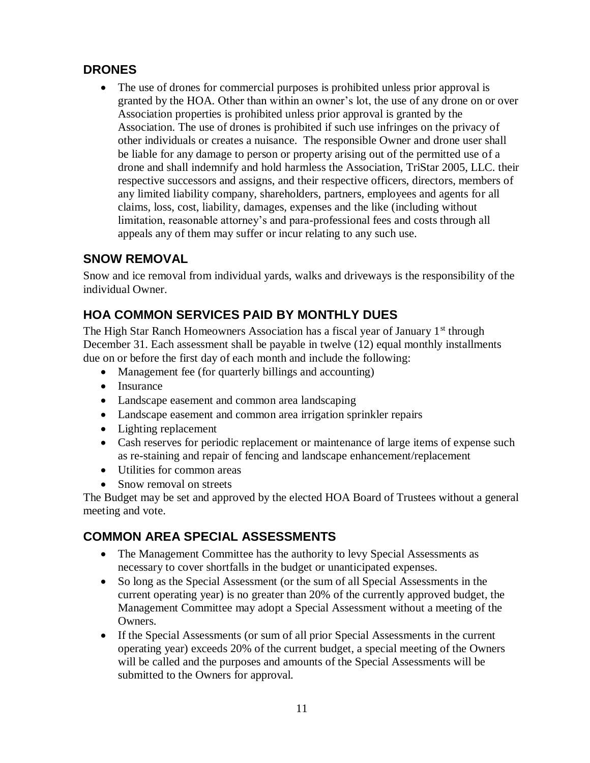## DRONES

- The use of drones for commercial purposes is prohibited unless prior approval is granted by the HOA. Other than within an owner's lot, the use of any drone on or over Association properties is prohibited unless prior approval is granted by the Association. The use of drones is prohibited if such use infringes on the privacy of other individuals or creates a nuisance. The responsible Owner and drone user shall be liable for any damage to person or property arising out of the permitted use of a drone and shall indemnify and hold harmless the Association, TriStar 2005, LLC. their respective successors and assigns, and their respective officers, directors, members of any limited liability company, shareholders, partners, employees and agents for all claims, loss, cost, liability, damages, expenses and the like (including without limitation, reasonable attorney's and para-professional fees and costs through all appeals any of them may suffer or incur relating to any such use.

## SNOW REMOVAL

Snow and ice removal from individual yards, walks and driveways is the responsibility of the individual Owner.

## HOA COMMON SERVICES PAID BY MONTHLY DUES

The High Star Ranch Homeowners Association has a fiscal year of January 1st through December 31. Each assessment shall be payable in twelve (12) equal monthly installments due on or before the first day of each month and include the following:

- Management fee (for quarterly billings and accounting)
- Insurance
- Landscape easement and common area landscaping
- Landscape easement and common area irrigation sprinkler repairs
- Lighting replacement
- Cash reserves for periodic replacement or maintenance of large items of expense such as re-staining and repair of fencing and landscape enhancement/replacement
- Utilities for common areas
- Snow removal on streets

The Budget may be set and approved by the elected HOA Board of Trustees without a general meeting and vote.

## COMMON AREA SPECIAL ASSESSMENTS

- The Management Committee has the authority to levy Special Assessments as necessary to cover shortfalls in the budget or unanticipated expenses.
- So long as the Special Assessment (or the sum of all Special Assessments in the current operating year) is no greater than 20% of the currently approved budget, the Management Committee may adopt a Special Assessment without a meeting of the Owners.
- If the Special Assessments (or sum of all prior Special Assessments in the current operating year) exceeds 20% of the current budget, a special meeting of the Owners will be called and the purposes and amounts of the Special Assessments will be submitted to the Owners for approval.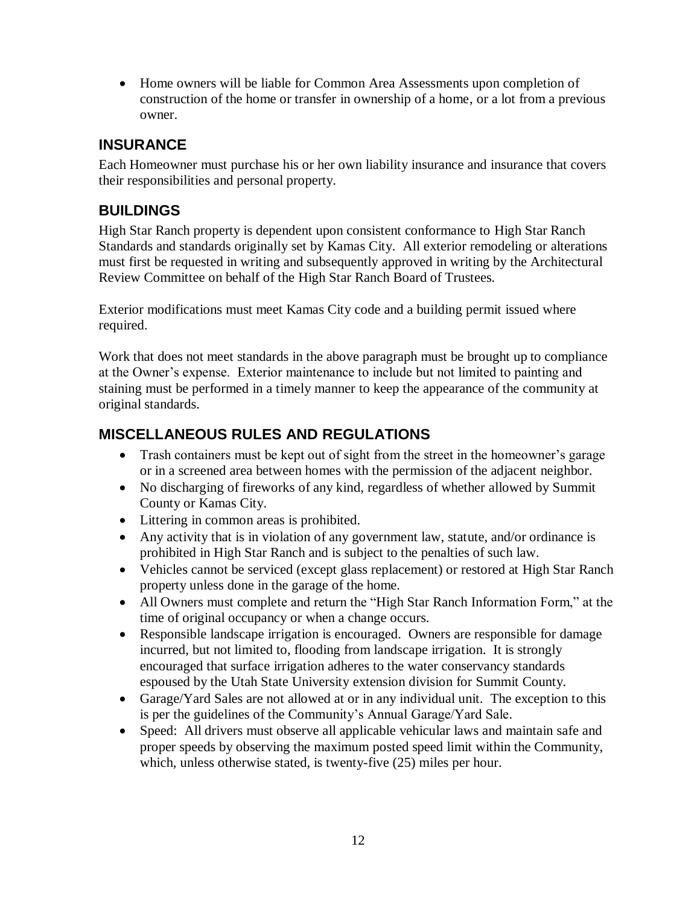- Home owners will be liable for Common Area Assessments upon completion of construction of the home or transfer in ownership of a home, or a lot from a previous owner.

## INSURANCE

Each Homeowner must purchase his or her own liability insurance and insurance that covers their responsibilities and personal property.

## BUILDINGS

High Star Ranch property is dependent upon consistent conformance to High Star Ranch Standards and standards originally set by Kamas City. All exterior remodeling or alterations must first be requested in writing and subsequently approved in writing by the Architectural Review Committee on behalf of the High Star Ranch Board of Trustees.

Exterior modifications must meet Kamas City code and a building permit issued where required.

Work that does not meet standards in the above paragraph must be brought up to compliance at the Owner's expense. Exterior maintenance to include but not limited to painting and staining must be performed in a timely manner to keep the appearance of the community at original standards.

## MISCELLANEOUS RULES AND REGULATIONS

- Trash containers must be kept out of sight from the street in the homeowner's garage or in a screened area between homes with the permission of the adjacent neighbor.
- No discharging of fireworks of any kind, regardless of whether allowed by Summit County or Kamas City.
- Littering in common areas is prohibited.
- Any activity that is in violation of any government law, statute, and/or ordinance is prohibited in High Star Ranch and is subject to the penalties of such law.
- Vehicles cannot be serviced (except glass replacement) or restored at High Star Ranch property unless done in the garage of the home.
- All Owners must complete and return the "High Star Ranch Information Form," at the time of original occupancy or when a change occurs.
- Responsible landscape irrigation is encouraged. Owners are responsible for damage incurred, but not limited to, flooding from landscape irrigation. It is strongly encouraged that surface irrigation adheres to the water conservancy standards espoused by the Utah State University extension division for Summit County.
- Garage/Yard Sales are not allowed at or in any individual unit. The exception to this is per the guidelines of the Community's Annual Garage/Yard Sale.
- Speed: All drivers must observe all applicable vehicular laws and maintain safe and proper speeds by observing the maximum posted speed limit within the Community, which, unless otherwise stated, is twenty-five (25) miles per hour.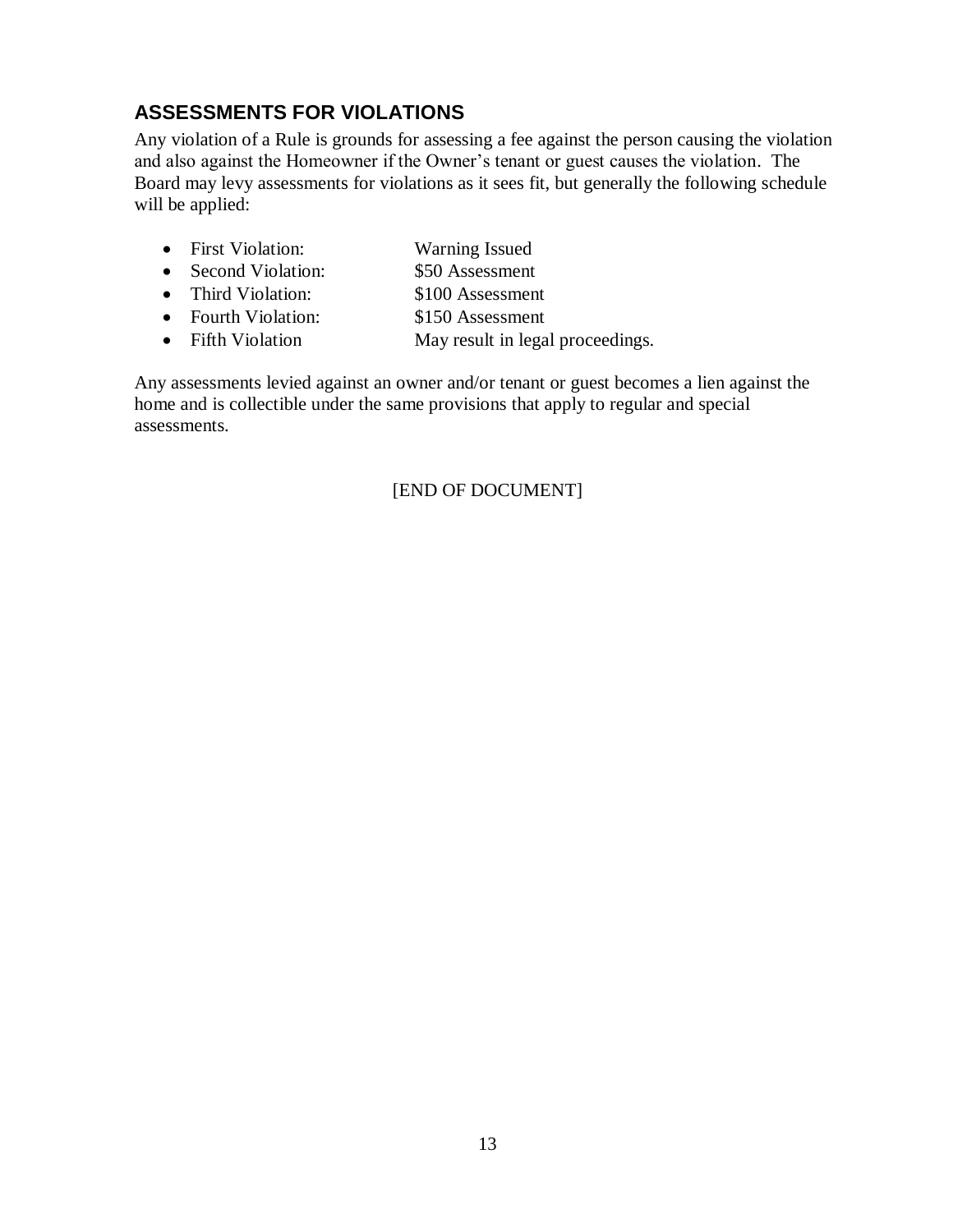## ASSESSMENTS FOR VIOLATIONS

Any violation of a Rule is grounds for assessing a fee against the person causing the violation and also against the Homeowner if the Owner's tenant or guest causes the violation. The Board may levy assessments for violations as it sees fit, but generally the following schedule will be applied:

- First Violation: Warning Issued
- Second Violation: $50 Assessment
- Third Violation: $100 Assessment
- Fourth Violation: $150 Assessment
- Fifth Violation May result in legal proceedings.

Any assessments levied against an owner and/or tenant or guest becomes a lien against the home and is collectible under the same provisions that apply to regular and special assessments.

[END OF DOCUMENT]